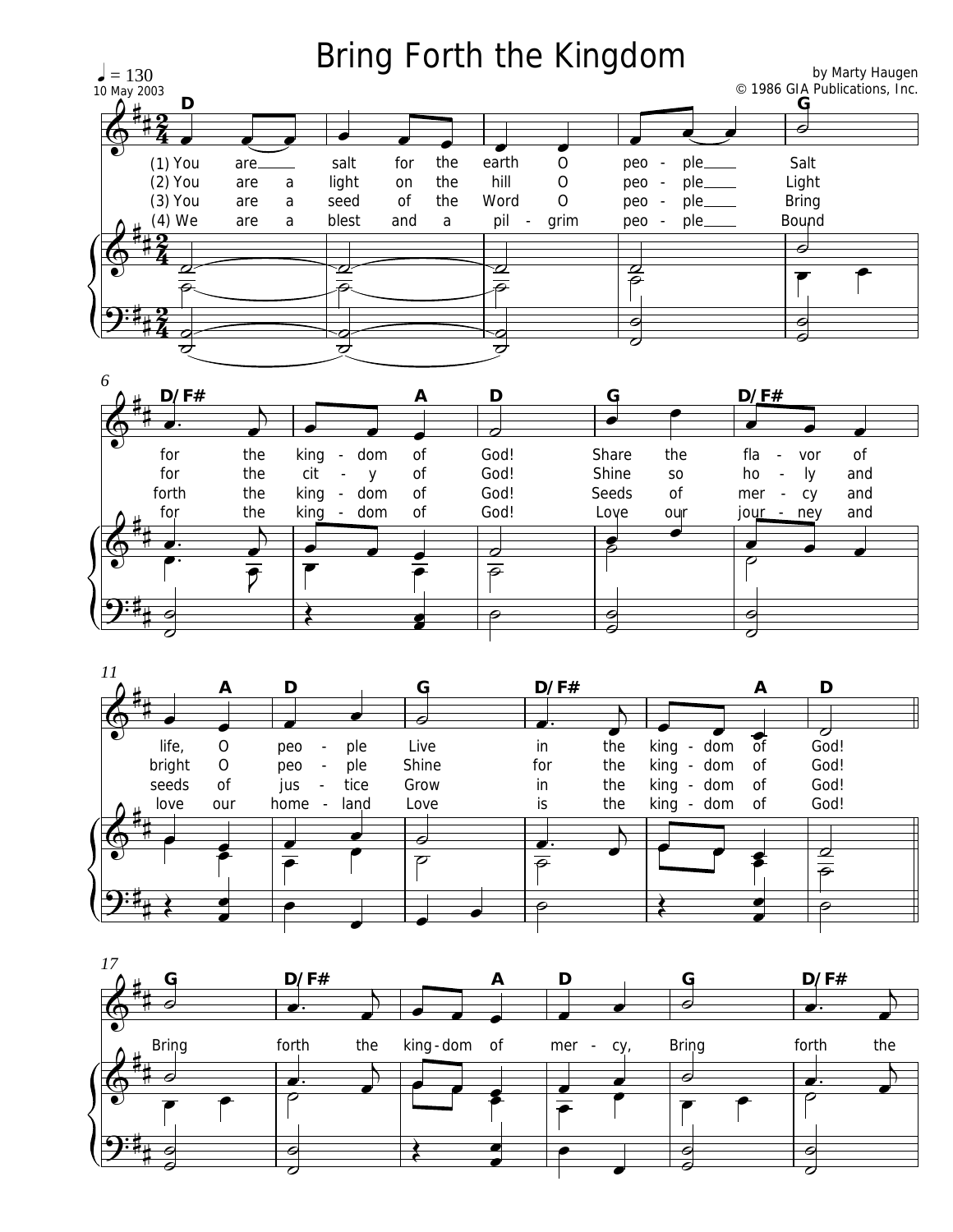# Bring Forth the Kingdom

♩ = 130

10 May 2003

by Marty Haugen

© 1986 GIA Publications, Inc.

(1) You are salt for the earth O peo - ple Salt for the king - dom of God! Share the fla - vor of life, O peo - ple Live in the king - dom of God!

(2) You are a light on the hill O peo - ple Light for the cit - y of God! Shine so ho - ly and bright O peo - ple Shine for the king - dom of God!

(3) You are a seed of the Word O peo - ple Bring forth the king - dom of God! Seeds of mer - cy and seeds of jus - tice Grow in the king - dom of God!

(4) We are a blest and a pil - grim peo - ple Bound for the king - dom of God! Love our jour - ney and love our home - land Love is the king - dom of God!

Bring forth the king - dom of mer - cy, Bring forth the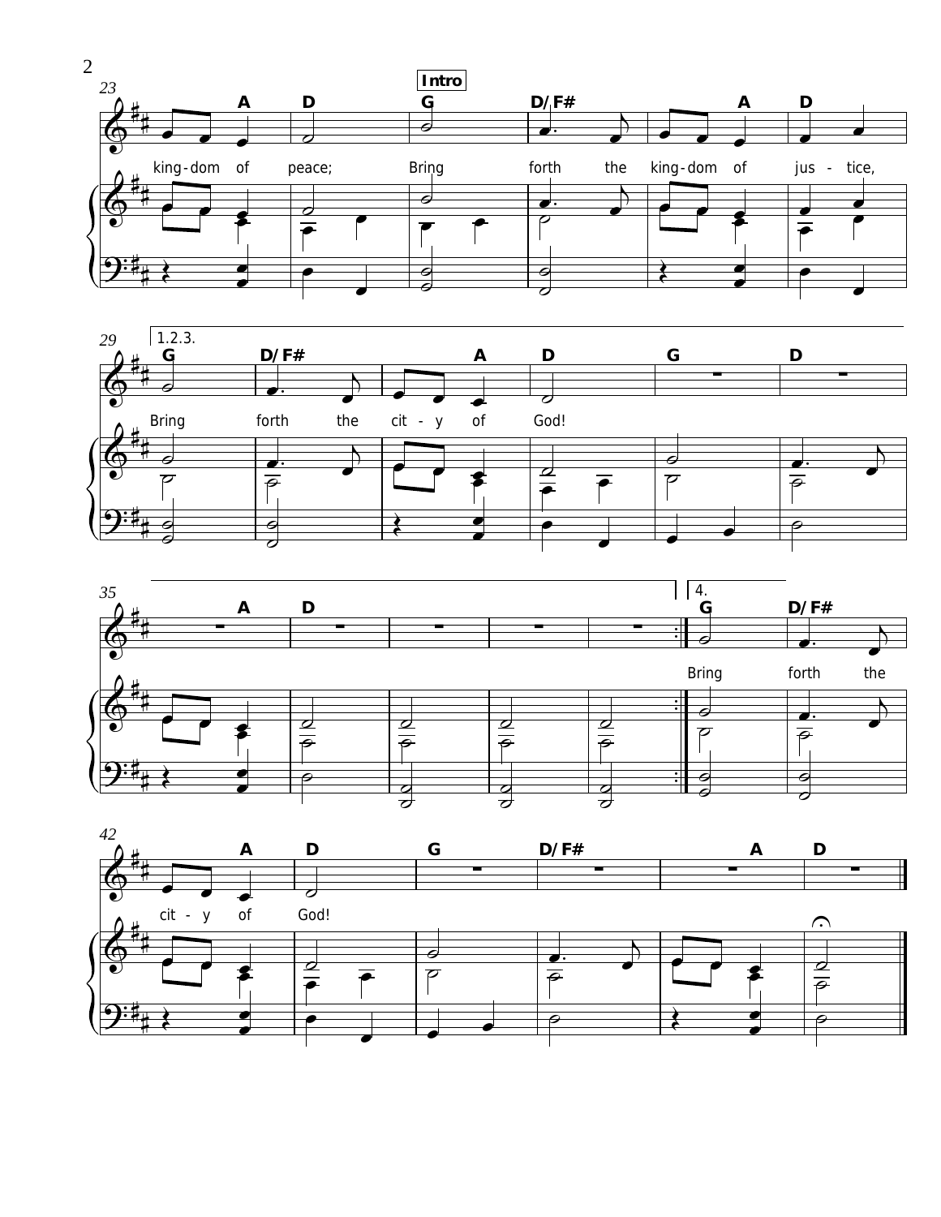Intro

23

A D G D/F# A D

king-dom of peace; Bring forth the king-dom of jus - tice,

29

1.2.3.

G D/F# A D G D

Bring forth the cit - y of God!

35

A D

4.

G D/F#

Bring forth the

42

A D G D/F# A D

cit - y of God!